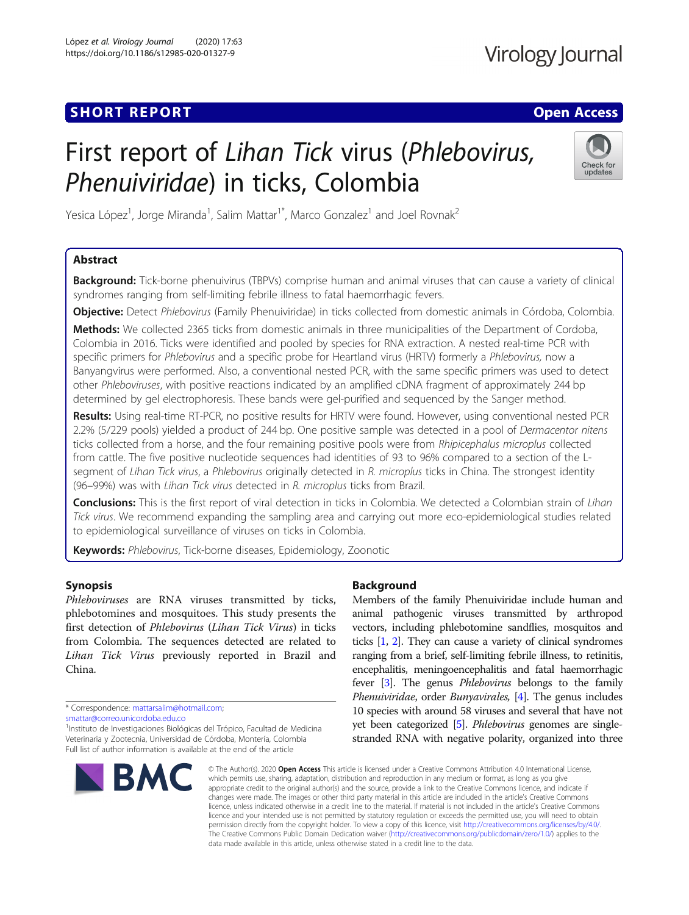**SHORT REPORT** **Open Access**

# First report of *Lihan Tick* virus (*Phlebovirus, Phenuiviridae*) in ticks, Colombia

Yesica López[1], Jorge Miranda[1], Salim Mattar[1*], Marco Gonzalez[1] and Joel Rovnak[2]

## Abstract

**Background:** Tick-borne phenuivirus (TBPVs) comprise human and animal viruses that can cause a variety of clinical syndromes ranging from self-limiting febrile illness to fatal haemorrhagic fevers.

**Objective:** Detect *Phlebovirus* (Family Phenuiviridae) in ticks collected from domestic animals in Córdoba, Colombia.

**Methods:** We collected 2365 ticks from domestic animals in three municipalities of the Department of Cordoba, Colombia in 2016. Ticks were identified and pooled by species for RNA extraction. A nested real-time PCR with specific primers for *Phlebovirus* and a specific probe for Heartland virus (HRTV) formerly a *Phlebovirus*, now a Banyangvirus were performed. Also, a conventional nested PCR, with the same specific primers was used to detect other *Phleboviruses*, with positive reactions indicated by an amplified cDNA fragment of approximately 244 bp determined by gel electrophoresis. These bands were gel-purified and sequenced by the Sanger method.

**Results:** Using real-time RT-PCR, no positive results for HRTV were found. However, using conventional nested PCR 2.2% (5/229 pools) yielded a product of 244 bp. One positive sample was detected in a pool of *Dermacentor nitens* ticks collected from a horse, and the four remaining positive pools were from *Rhipicephalus microplus* collected from cattle. The five positive nucleotide sequences had identities of 93 to 96% compared to a section of the L-segment of *Lihan Tick virus*, a *Phlebovirus* originally detected in *R. microplus* ticks in China. The strongest identity (96–99%) was with *Lihan Tick virus* detected in *R. microplus* ticks from Brazil.

**Conclusions:** This is the first report of viral detection in ticks in Colombia. We detected a Colombian strain of *Lihan Tick virus*. We recommend expanding the sampling area and carrying out more eco-epidemiological studies related to epidemiological surveillance of viruses on ticks in Colombia.

**Keywords:** *Phlebovirus*, Tick-borne diseases, Epidemiology, Zoonotic

## Synopsis

*Phleboviruses* are RNA viruses transmitted by ticks, phlebotomines and mosquitoes. This study presents the first detection of *Phlebovirus* (*Lihan Tick Virus*) in ticks from Colombia. The sequences detected are related to *Lihan Tick Virus* previously reported in Brazil and China.

\* Correspondence: mattarsalim@hotmail.com; smattar@correo.unicordoba.edu.co

[1]Instituto de Investigaciones Biológicas del Trópico, Facultad de Medicina Veterinaria y Zootecnia, Universidad de Córdoba, Montería, Colombia

Full list of author information is available at the end of the article

## Background

Members of the family Phenuiviridae include human and animal pathogenic viruses transmitted by arthropod vectors, including phlebotomine sandflies, mosquitos and ticks [1, 2]. They can cause a variety of clinical syndromes ranging from a brief, self-limiting febrile illness, to retinitis, encephalitis, meningoencephalitis and fatal haemorrhagic fever [3]. The genus *Phlebovirus* belongs to the family *Phenuiviridae*, order *Bunyavirales*, [4]. The genus includes 10 species with around 58 viruses and several that have not yet been categorized [5]. *Phlebovirus* genomes are single-stranded RNA with negative polarity, organized into three

© The Author(s). 2020 **Open Access** This article is licensed under a Creative Commons Attribution 4.0 International License, which permits use, sharing, adaptation, distribution and reproduction in any medium or format, as long as you give appropriate credit to the original author(s) and the source, provide a link to the Creative Commons licence, and indicate if changes were made. The images or other third party material in this article are included in the article's Creative Commons licence, unless indicated otherwise in a credit line to the material. If material is not included in the article's Creative Commons licence and your intended use is not permitted by statutory regulation or exceeds the permitted use, you will need to obtain permission directly from the copyright holder. To view a copy of this licence, visit http://creativecommons.org/licenses/by/4.0/. The Creative Commons Public Domain Dedication waiver (http://creativecommons.org/publicdomain/zero/1.0/) applies to the data made available in this article, unless otherwise stated in a credit line to the data.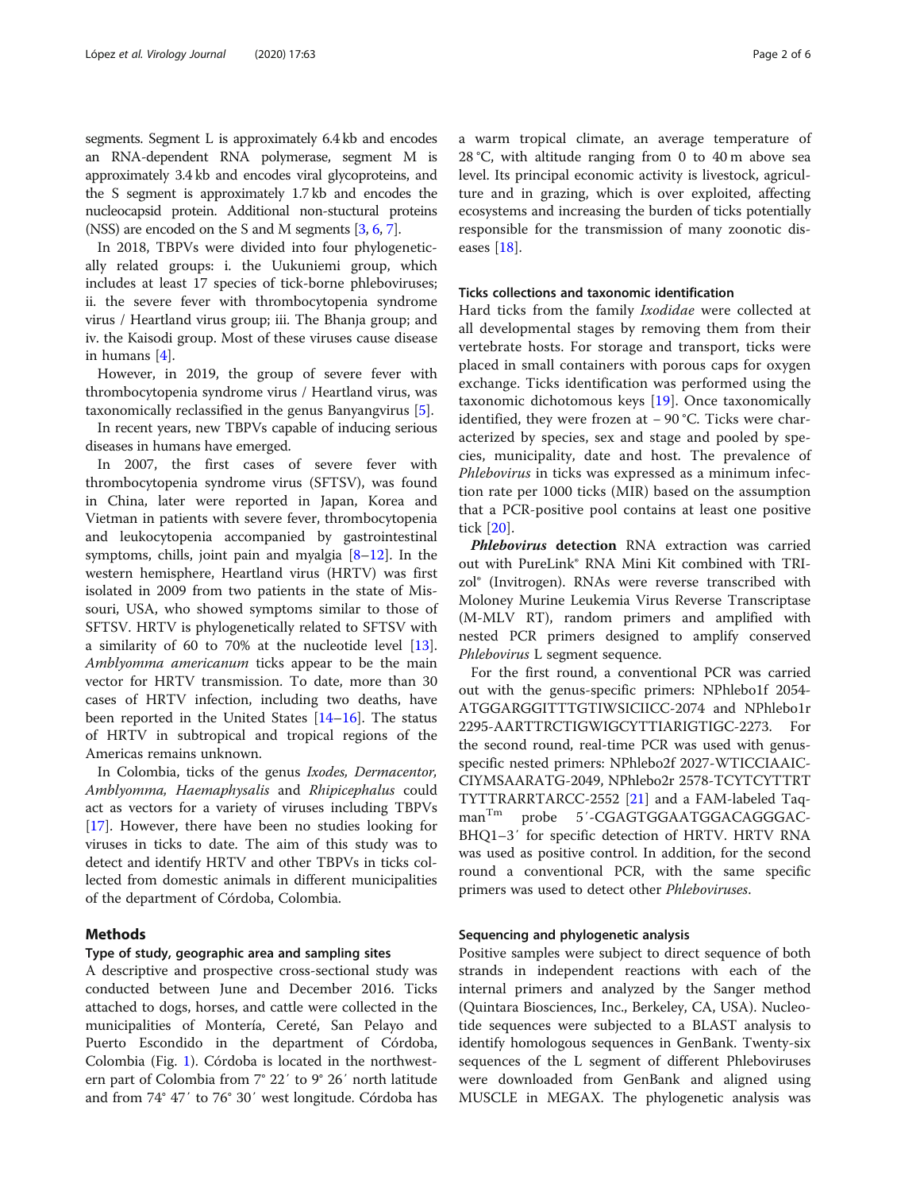segments. Segment L is approximately 6.4 kb and encodes an RNA-dependent RNA polymerase, segment M is approximately 3.4 kb and encodes viral glycoproteins, and the S segment is approximately 1.7 kb and encodes the nucleocapsid protein. Additional non-stuctural proteins (NSS) are encoded on the S and M segments [3, 6, 7].

In 2018, TBPVs were divided into four phylogenetically related groups: i. the Uukuniemi group, which includes at least 17 species of tick-borne phleboviruses; ii. the severe fever with thrombocytopenia syndrome virus / Heartland virus group; iii. The Bhanja group; and iv. the Kaisodi group. Most of these viruses cause disease in humans [4].

However, in 2019, the group of severe fever with thrombocytopenia syndrome virus / Heartland virus, was taxonomically reclassified in the genus Banyangvirus [5].

In recent years, new TBPVs capable of inducing serious diseases in humans have emerged.

In 2007, the first cases of severe fever with thrombocytopenia syndrome virus (SFTSV), was found in China, later were reported in Japan, Korea and Vietman in patients with severe fever, thrombocytopenia and leukocytopenia accompanied by gastrointestinal symptoms, chills, joint pain and myalgia [8–12]. In the western hemisphere, Heartland virus (HRTV) was first isolated in 2009 from two patients in the state of Missouri, USA, who showed symptoms similar to those of SFTSV. HRTV is phylogenetically related to SFTSV with a similarity of 60 to 70% at the nucleotide level [13]. *Amblyomma americanum* ticks appear to be the main vector for HRTV transmission. To date, more than 30 cases of HRTV infection, including two deaths, have been reported in the United States [14–16]. The status of HRTV in subtropical and tropical regions of the Americas remains unknown.

In Colombia, ticks of the genus *Ixodes, Dermacentor, Amblyomma, Haemaphysalis* and *Rhipicephalus* could act as vectors for a variety of viruses including TBPVs [17]. However, there have been no studies looking for viruses in ticks to date. The aim of this study was to detect and identify HRTV and other TBPVs in ticks collected from domestic animals in different municipalities of the department of Córdoba, Colombia.

## Methods

### Type of study, geographic area and sampling sites

A descriptive and prospective cross-sectional study was conducted between June and December 2016. Ticks attached to dogs, horses, and cattle were collected in the municipalities of Montería, Cereté, San Pelayo and Puerto Escondido in the department of Córdoba, Colombia (Fig. 1). Córdoba is located in the northwestern part of Colombia from 7° 22′ to 9° 26′ north latitude and from 74° 47′ to 76° 30′ west longitude. Córdoba has a warm tropical climate, an average temperature of 28 °C, with altitude ranging from 0 to 40 m above sea level. Its principal economic activity is livestock, agriculture and in grazing, which is over exploited, affecting ecosystems and increasing the burden of ticks potentially responsible for the transmission of many zoonotic diseases [18].

### Ticks collections and taxonomic identification

Hard ticks from the family *Ixodidae* were collected at all developmental stages by removing them from their vertebrate hosts. For storage and transport, ticks were placed in small containers with porous caps for oxygen exchange. Ticks identification was performed using the taxonomic dichotomous keys [19]. Once taxonomically identified, they were frozen at − 90 °C. Ticks were characterized by species, sex and stage and pooled by species, municipality, date and host. The prevalence of *Phlebovirus* in ticks was expressed as a minimum infection rate per 1000 ticks (MIR) based on the assumption that a PCR-positive pool contains at least one positive tick [20].

***Phlebovirus* detection** RNA extraction was carried out with PureLink® RNA Mini Kit combined with TRIzol® (Invitrogen). RNAs were reverse transcribed with Moloney Murine Leukemia Virus Reverse Transcriptase (M-MLV RT), random primers and amplified with nested PCR primers designed to amplify conserved *Phlebovirus* L segment sequence.

For the first round, a conventional PCR was carried out with the genus-specific primers: NPhlebo1f 2054-ATGGARGGITTTGTIWSICIICC-2074 and NPhlebo1r 2295-AARTTRCTIGWIGCYTTIARIGTIGC-2273. For the second round, real-time PCR was used with genus-specific nested primers: NPhlebo2f 2027-WTICCIAAICCIYMSAARATG-2049, NPhlebo2r 2578-TCYTCYTTRTTYTTRARRTARCC-2552 [21] and a FAM-labeled Taqman™ probe 5′-CGAGTGGAATGGACAGGGAC-BHQ1–3′ for specific detection of HRTV. HRTV RNA was used as positive control. In addition, for the second round a conventional PCR, with the same specific primers was used to detect other *Phleboviruses*.

### Sequencing and phylogenetic analysis

Positive samples were subject to direct sequence of both strands in independent reactions with each of the internal primers and analyzed by the Sanger method (Quintara Biosciences, Inc., Berkeley, CA, USA). Nucleotide sequences were subjected to a BLAST analysis to identify homologous sequences in GenBank. Twenty-six sequences of the L segment of different Phleboviruses were downloaded from GenBank and aligned using MUSCLE in MEGAX. The phylogenetic analysis was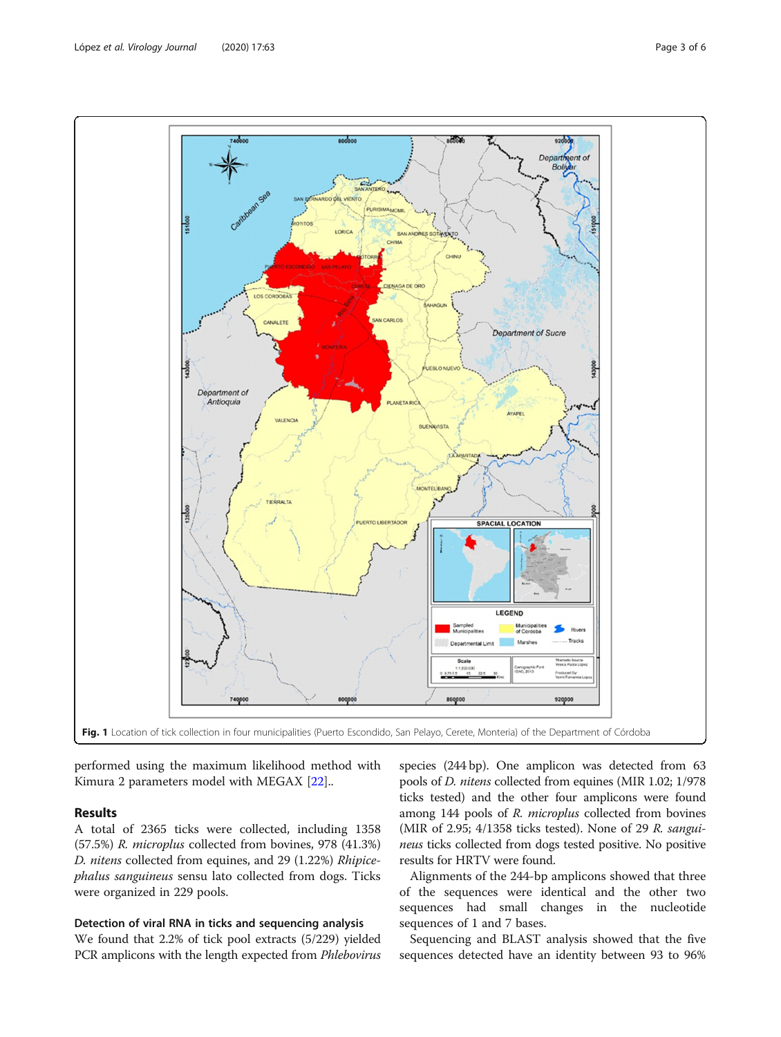Fig. 1 Location of tick collection in four municipalities (Puerto Escondido, San Pelayo, Cerete, Monteria) of the Department of Córdoba

performed using the maximum likelihood method with Kimura 2 parameters model with MEGAX [22]..

## Results

A total of 2365 ticks were collected, including 1358 (57.5%) *R. microplus* collected from bovines, 978 (41.3%) *D. nitens* collected from equines, and 29 (1.22%) *Rhipicephalus sanguineus* sensu lato collected from dogs. Ticks were organized in 229 pools.

### Detection of viral RNA in ticks and sequencing analysis

We found that 2.2% of tick pool extracts (5/229) yielded PCR amplicons with the length expected from *Phlebovirus* species (244 bp). One amplicon was detected from 63 pools of *D. nitens* collected from equines (MIR 1.02; 1/978 ticks tested) and the other four amplicons were found among 144 pools of *R. microplus* collected from bovines (MIR of 2.95; 4/1358 ticks tested). None of 29 *R. sanguineus* ticks collected from dogs tested positive. No positive results for HRTV were found.

Alignments of the 244-bp amplicons showed that three of the sequences were identical and the other two sequences had small changes in the nucleotide sequences of 1 and 7 bases.

Sequencing and BLAST analysis showed that the five sequences detected have an identity between 93 to 96%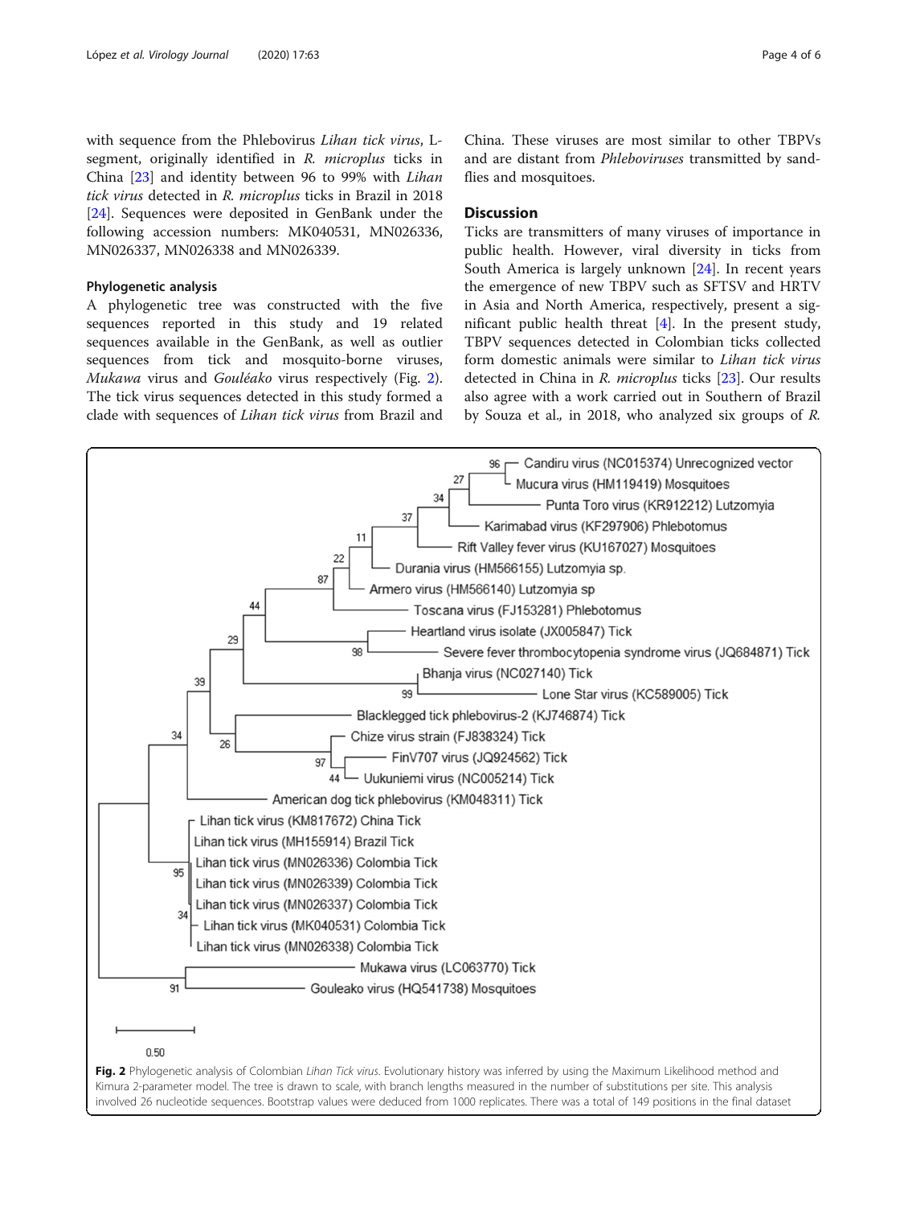with sequence from the Phlebovirus *Lihan tick virus*, L-segment, originally identified in *R. microplus* ticks in China [23] and identity between 96 to 99% with *Lihan tick virus* detected in *R. microplus* ticks in Brazil in 2018 [24]. Sequences were deposited in GenBank under the following accession numbers: MK040531, MN026336, MN026337, MN026338 and MN026339.

### Phylogenetic analysis

A phylogenetic tree was constructed with the five sequences reported in this study and 19 related sequences available in the GenBank, as well as outlier sequences from tick and mosquito-borne viruses, *Mukawa* virus and *Gouléako* virus respectively (Fig. 2). The tick virus sequences detected in this study formed a clade with sequences of *Lihan tick virus* from Brazil and China. These viruses are most similar to other TBPVs and are distant from *Phleboviruses* transmitted by sand-flies and mosquitoes.

## Discussion

Ticks are transmitters of many viruses of importance in public health. However, viral diversity in ticks from South America is largely unknown [24]. In recent years the emergence of new TBPV such as SFTSV and HRTV in Asia and North America, respectively, present a significant public health threat [4]. In the present study, TBPV sequences detected in Colombian ticks collected form domestic animals were similar to *Lihan tick virus* detected in China in *R. microplus* ticks [23]. Our results also agree with a work carried out in Southern of Brazil by Souza et al., in 2018, who analyzed six groups of *R.*

**Fig. 2** Phylogenetic analysis of Colombian *Lihan Tick virus*. Evolutionary history was inferred by using the Maximum Likelihood method and Kimura 2-parameter model. The tree is drawn to scale, with branch lengths measured in the number of substitutions per site. This analysis involved 26 nucleotide sequences. Bootstrap values were deduced from 1000 replicates. There was a total of 149 positions in the final dataset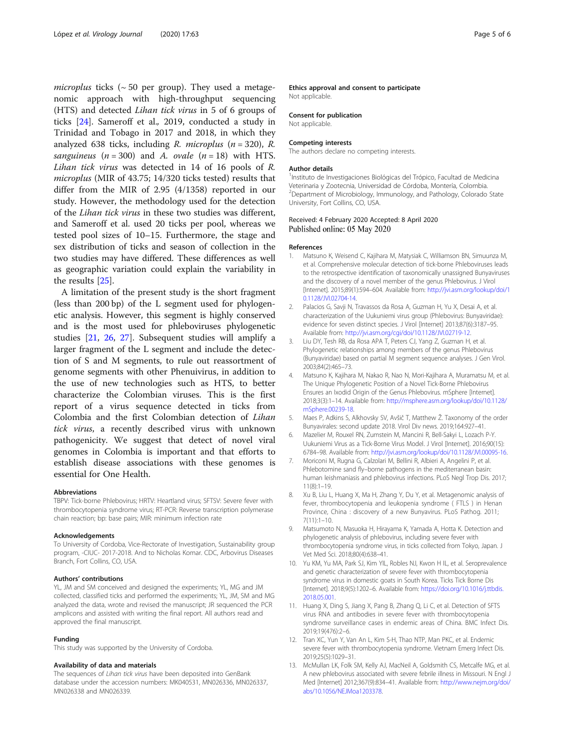*microplus* ticks (~ 50 per group). They used a metagenomic approach with high-throughput sequencing (HTS) and detected *Lihan tick virus* in 5 of 6 groups of ticks [24]. Sameroff et al., 2019, conducted a study in Trinidad and Tobago in 2017 and 2018, in which they analyzed 638 ticks, including *R. microplus* ($n = 320$), *R. sanguineus* ($n = 300$) and *A. ovale* ($n = 18$) with HTS. *Lihan tick virus* was detected in 14 of 16 pools of *R. microplus* (MIR of 43.75; 14/320 ticks tested) results that differ from the MIR of 2.95 (4/1358) reported in our study. However, the methodology used for the detection of the *Lihan tick virus* in these two studies was different, and Sameroff et al. used 20 ticks per pool, whereas we tested pool sizes of 10–15. Furthermore, the stage and sex distribution of ticks and season of collection in the two studies may have differed. These differences as well as geographic variation could explain the variability in the results [25].

A limitation of the present study is the short fragment (less than 200 bp) of the L segment used for phylogenetic analysis. However, this segment is highly conserved and is the most used for phleboviruses phylogenetic studies [21, 26, 27]. Subsequent studies will amplify a larger fragment of the L segment and include the detection of S and M segments, to rule out reassortment of genome segments with other Phenuivirus, in addition to the use of new technologies such as HTS, to better characterize the Colombian viruses. This is the first report of a virus sequence detected in ticks from Colombia and the first Colombian detection of *Lihan tick virus*, a recently described virus with unknown pathogenicity. We suggest that detect of novel viral genomes in Colombia is important and that efforts to establish disease associations with these genomes is essential for One Health.

### Abbreviations

TBPV: Tick-borne Phlebovirus; HRTV: Heartland virus; SFTSV: Severe fever with thrombocytopenia syndrome virus; RT-PCR: Reverse transcription polymerase chain reaction; bp: base pairs; MIR: minimum infection rate

### Acknowledgements

To University of Cordoba, Vice-Rectorate of Investigation, Sustainability group program, -CIUC- 2017-2018. And to Nicholas Komar. CDC, Arbovirus Diseases Branch, Fort Collins, CO, USA.

### Authors' contributions

YL, JM and SM conceived and designed the experiments; YL, MG and JM collected, classified ticks and performed the experiments; YL, JM, SM and MG analyzed the data, wrote and revised the manuscript; JR sequenced the PCR amplicons and assisted with writing the final report. All authors read and approved the final manuscript.

### Funding

This study was supported by the University of Cordoba.

### Availability of data and materials

The sequences of *Lihan tick virus* have been deposited into GenBank database under the accession numbers: MK040531, MN026336, MN026337, MN026338 and MN026339.

### Ethics approval and consent to participate

Not applicable.

### Consent for publication

Not applicable.

### Competing interests

The authors declare no competing interests.

### Author details

[1]Instituto de Investigaciones Biológicas del Trópico, Facultad de Medicina Veterinaria y Zootecnia, Universidad de Córdoba, Montería, Colombia. [2]Department of Microbiology, Immunology, and Pathology, Colorado State University, Fort Collins, CO, USA.

Received: 4 February 2020 Accepted: 8 April 2020
Published online: 05 May 2020

### References

1. Matsuno K, Weisend C, Kajihara M, Matysiak C, Williamson BN, Simuunza M, et al. Comprehensive molecular detection of tick-borne Phleboviruses leads to the retrospective identification of taxonomically unassigned Bunyaviruses and the discovery of a novel member of the genus Phlebovirus. J Virol [Internet]. 2015;89(1):594–604. Available from: http://jvi.asm.org/lookup/doi/10.1128/JVI.02704-14.
2. Palacios G, Savji N, Travassos da Rosa A, Guzman H, Yu X, Desai A, et al. characterization of the Uukuniemi virus group (Phlebovirus: Bunyaviridae): evidence for seven distinct species. J Virol [Internet] 2013;87(6):3187–95. Available from: http://jvi.asm.org/cgi/doi/10.1128/JVI.02719-12.
3. Liu DY, Tesh RB, da Rosa APA T, Peters CJ, Yang Z, Guzman H, et al. Phylogenetic relationships among members of the genus Phlebovirus (Bunyaviridae) based on partial M segment sequence analyses. J Gen Virol. 2003;84(2):465–73.
4. Matsuno K, Kajihara M, Nakao R, Nao N, Mori-Kajihara A, Muramatsu M, et al. The Unique Phylogenetic Position of a Novel Tick-Borne Phlebovirus Ensures an Ixodid Origin of the Genus Phlebovirus. mSphere [Internet]. 2018;3(3):1–14. Available from: http://msphere.asm.org/lookup/doi/10.1128/mSphere.00239-18.
5. Maes P, Adkins S, Alkhovsky SV, Avšič T, Matthew Ž. Taxonomy of the order Bunyavirales: second update 2018. Virol Div news. 2019;164:927–41.
6. Mazelier M, Rouxel RN, Zumstein M, Mancini R, Bell-Sakyi L, Lozach P-Y. Uukuniemi Virus as a Tick-Borne Virus Model. J Virol [Internet]. 2016;90(15):6784–98. Available from: http://jvi.asm.org/lookup/doi/10.1128/JVI.00095-16.
7. Moriconi M, Rugna G, Calzolari M, Bellini R, Albieri A, Angelini P, et al. Phlebotomine sand fly–borne pathogens in the mediterranean basin: human leishmaniasis and phlebovirus infections. PLoS Negl Trop Dis. 2017;11(8):1–19.
8. Xu B, Liu L, Huang X, Ma H, Zhang Y, Du Y, et al. Metagenomic analysis of fever, thrombocytopenia and leukopenia syndrome ( FTLS ) in Henan Province, China : discovery of a new Bunyavirus. PLoS Pathog. 2011;7(11):1–10.
9. Matsumoto N, Masuoka H, Hirayama K, Yamada A, Hotta K. Detection and phylogenetic analysis of phlebovirus, including severe fever with thrombocytopenia syndrome virus, in ticks collected from Tokyo, Japan. J Vet Med Sci. 2018;80(4):638–41.
10. Yu KM, Yu MA, Park SJ, Kim YIL, Robles NJ, Kwon H IL, et al. Seroprevalence and genetic characterization of severe fever with thrombocytopenia syndrome virus in domestic goats in South Korea. Ticks Tick Borne Dis [Internet]. 2018;9(5):1202–6. Available from: https://doi.org/10.1016/j.ttbdis.2018.05.001.
11. Huang X, Ding S, Jiang X, Pang B, Zhang Q, Li C, et al. Detection of SFTS virus RNA and antibodies in severe fever with thrombocytopenia syndrome surveillance cases in endemic areas of China. BMC Infect Dis. 2019;19(476):2–6.
12. Tran XC, Yun Y, Van An L, Kim S-H, Thao NTP, Man PKC, et al. Endemic severe fever with thrombocytopenia syndrome. Vietnam Emerg Infect Dis. 2019;25(5):1029–31.
13. McMullan LK, Folk SM, Kelly AJ, MacNeil A, Goldsmith CS, Metcalfe MG, et al. A new phlebovirus associated with severe febrile illness in Missouri. N Engl J Med [Internet] 2012;367(9):834–41. Available from: http://www.nejm.org/doi/abs/10.1056/NEJMoa1203378.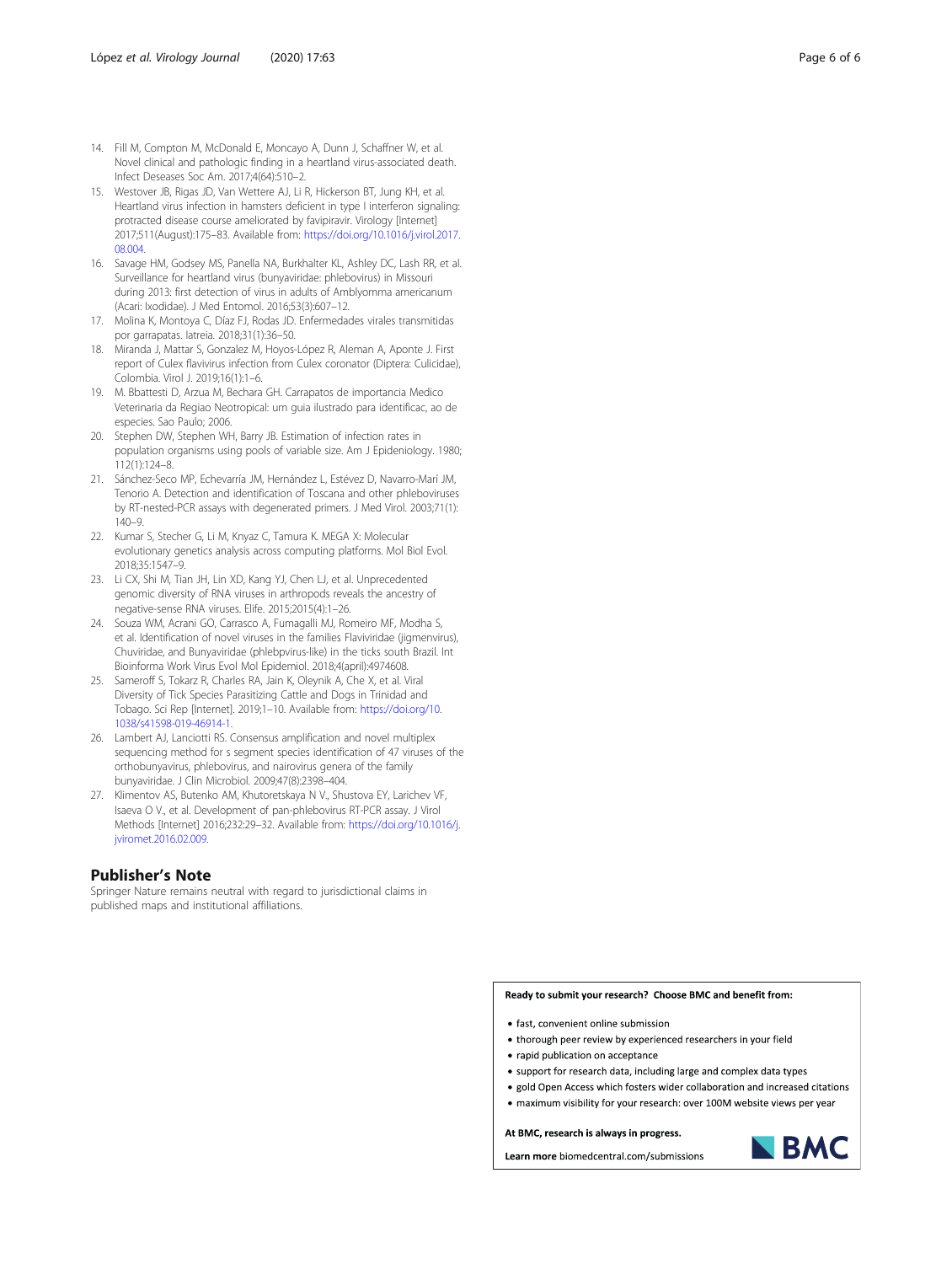14. Fill M, Compton M, McDonald E, Moncayo A, Dunn J, Schaffner W, et al. Novel clinical and pathologic finding in a heartland virus-associated death. Infect Deseases Soc Am. 2017;4(64):510–2.
15. Westover JB, Rigas JD, Van Wettere AJ, Li R, Hickerson BT, Jung KH, et al. Heartland virus infection in hamsters deficient in type I interferon signaling: protracted disease course ameliorated by favipiravir. Virology [Internet] 2017;511(August):175–83. Available from: https://doi.org/10.1016/j.virol.2017.08.004.
16. Savage HM, Godsey MS, Panella NA, Burkhalter KL, Ashley DC, Lash RR, et al. Surveillance for heartland virus (bunyaviridae: phlebovirus) in Missouri during 2013: first detection of virus in adults of Amblyomma americanum (Acari: Ixodidae). J Med Entomol. 2016;53(3):607–12.
17. Molina K, Montoya C, Díaz FJ, Rodas JD. Enfermedades virales transmitidas por garrapatas. Iatreia. 2018;31(1):36–50.
18. Miranda J, Mattar S, Gonzalez M, Hoyos-López R, Aleman A, Aponte J. First report of Culex flavivirus infection from Culex coronator (Diptera: Culicidae), Colombia. Virol J. 2019;16(1):1–6.
19. M. Bbattesti D, Arzua M, Bechara GH. Carrapatos de importancia Medico Veterinaria da Regiao Neotropical: um guia ilustrado para identificac, ao de especies. Sao Paulo; 2006.
20. Stephen DW, Stephen WH, Barry JB. Estimation of infection rates in population organisms using pools of variable size. Am J Epideniology. 1980;112(1):124–8.
21. Sánchez-Seco MP, Echevarría JM, Hernández L, Estévez D, Navarro-Marí JM, Tenorio A. Detection and identification of Toscana and other phleboviruses by RT-nested-PCR assays with degenerated primers. J Med Virol. 2003;71(1):140–9.
22. Kumar S, Stecher G, Li M, Knyaz C, Tamura K. MEGA X: Molecular evolutionary genetics analysis across computing platforms. Mol Biol Evol. 2018;35:1547–9.
23. Li CX, Shi M, Tian JH, Lin XD, Kang YJ, Chen LJ, et al. Unprecedented genomic diversity of RNA viruses in arthropods reveals the ancestry of negative-sense RNA viruses. Elife. 2015;2015(4):1–26.
24. Souza WM, Acrani GO, Carrasco A, Fumagalli MJ, Romeiro MF, Modha S, et al. Identification of novel viruses in the families Flaviviridae (jigmenvirus), Chuviridae, and Bunyaviridae (phlebpvirus-like) in the ticks south Brazil. Int Bioinforma Work Virus Evol Mol Epidemiol. 2018;4(april):4974608.
25. Sameroff S, Tokarz R, Charles RA, Jain K, Oleynik A, Che X, et al. Viral Diversity of Tick Species Parasitizing Cattle and Dogs in Trinidad and Tobago. Sci Rep [Internet]. 2019;1–10. Available from: https://doi.org/10.1038/s41598-019-46914-1.
26. Lambert AJ, Lanciotti RS. Consensus amplification and novel multiplex sequencing method for s segment species identification of 47 viruses of the orthobunyavirus, phlebovirus, and nairovirus genera of the family bunyaviridae. J Clin Microbiol. 2009;47(8):2398–404.
27. Klimentov AS, Butenko AM, Khutoretskaya N V., Shustova EY, Larichev VF, Isaeva O V., et al. Development of pan-phlebovirus RT-PCR assay. J Virol Methods [Internet] 2016;232:29–32. Available from: https://doi.org/10.1016/j.jviromet.2016.02.009.

## Publisher's Note

Springer Nature remains neutral with regard to jurisdictional claims in published maps and institutional affiliations.

**Ready to submit your research? Choose BMC and benefit from:**

- fast, convenient online submission
- thorough peer review by experienced researchers in your field
- rapid publication on acceptance
- support for research data, including large and complex data types
- gold Open Access which fosters wider collaboration and increased citations
- maximum visibility for your research: over 100M website views per year

**At BMC, research is always in progress.**

**Learn more** biomedcentral.com/submissions

BMC